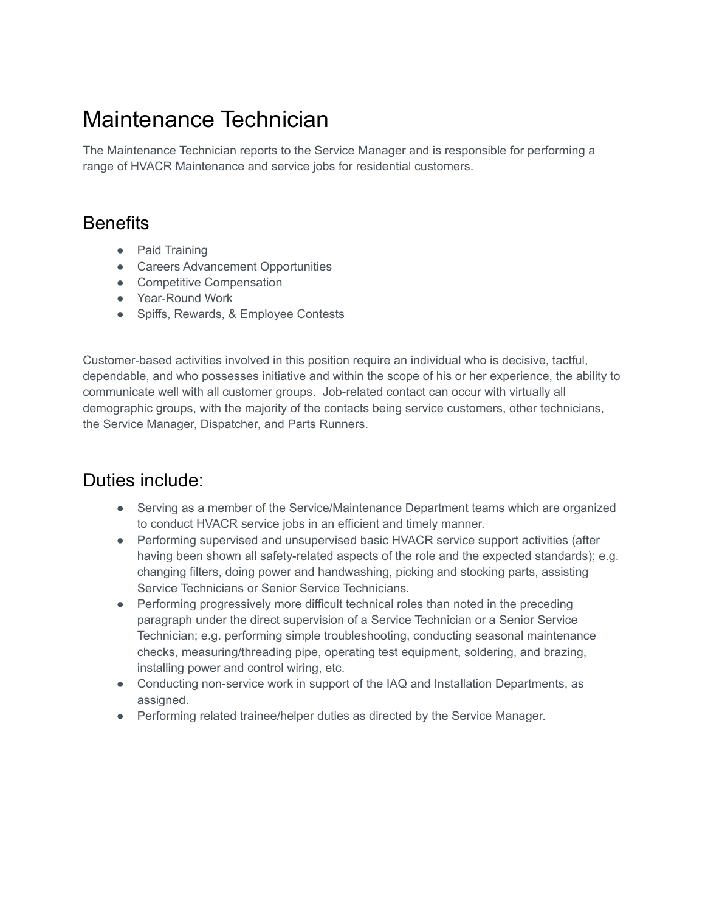# Maintenance Technician

The Maintenance Technician reports to the Service Manager and is responsible for performing a range of HVACR Maintenance and service jobs for residential customers.

## Benefits

- Paid Training
- Careers Advancement Opportunities
- Competitive Compensation
- Year-Round Work
- Spiffs, Rewards, & Employee Contests

Customer-based activities involved in this position require an individual who is decisive, tactful, dependable, and who possesses initiative and within the scope of his or her experience, the ability to communicate well with all customer groups.  Job-related contact can occur with virtually all demographic groups, with the majority of the contacts being service customers, other technicians, the Service Manager, Dispatcher, and Parts Runners.

## Duties include:

- Serving as a member of the Service/Maintenance Department teams which are organized to conduct HVACR service jobs in an efficient and timely manner.
- Performing supervised and unsupervised basic HVACR service support activities (after having been shown all safety-related aspects of the role and the expected standards); e.g. changing filters, doing power and handwashing, picking and stocking parts, assisting Service Technicians or Senior Service Technicians.
- Performing progressively more difficult technical roles than noted in the preceding paragraph under the direct supervision of a Service Technician or a Senior Service Technician; e.g. performing simple troubleshooting, conducting seasonal maintenance checks, measuring/threading pipe, operating test equipment, soldering, and brazing, installing power and control wiring, etc.
- Conducting non-service work in support of the IAQ and Installation Departments, as assigned.
- Performing related trainee/helper duties as directed by the Service Manager.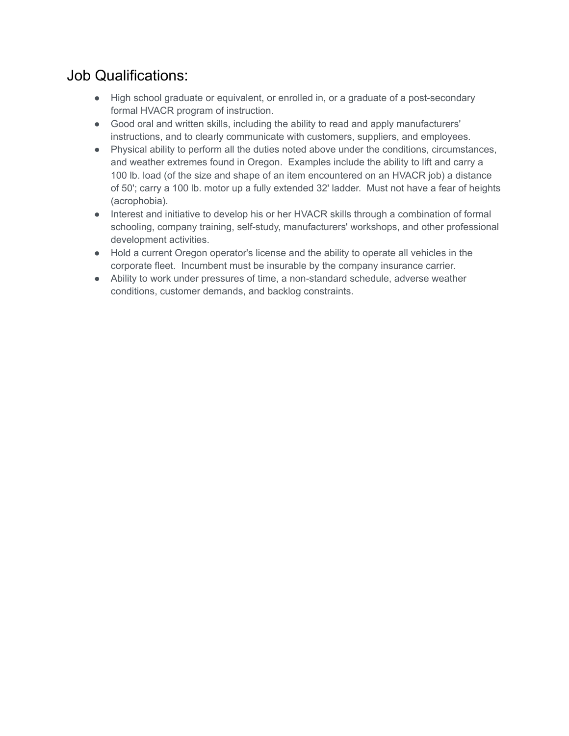## Job Qualifications:

- High school graduate or equivalent, or enrolled in, or a graduate of a post-secondary formal HVACR program of instruction.
- Good oral and written skills, including the ability to read and apply manufacturers' instructions, and to clearly communicate with customers, suppliers, and employees.
- Physical ability to perform all the duties noted above under the conditions, circumstances, and weather extremes found in Oregon. Examples include the ability to lift and carry a 100 lb. load (of the size and shape of an item encountered on an HVACR job) a distance of 50'; carry a 100 lb. motor up a fully extended 32' ladder. Must not have a fear of heights (acrophobia).
- Interest and initiative to develop his or her HVACR skills through a combination of formal schooling, company training, self-study, manufacturers' workshops, and other professional development activities.
- Hold a current Oregon operator's license and the ability to operate all vehicles in the corporate fleet. Incumbent must be insurable by the company insurance carrier.
- Ability to work under pressures of time, a non-standard schedule, adverse weather conditions, customer demands, and backlog constraints.